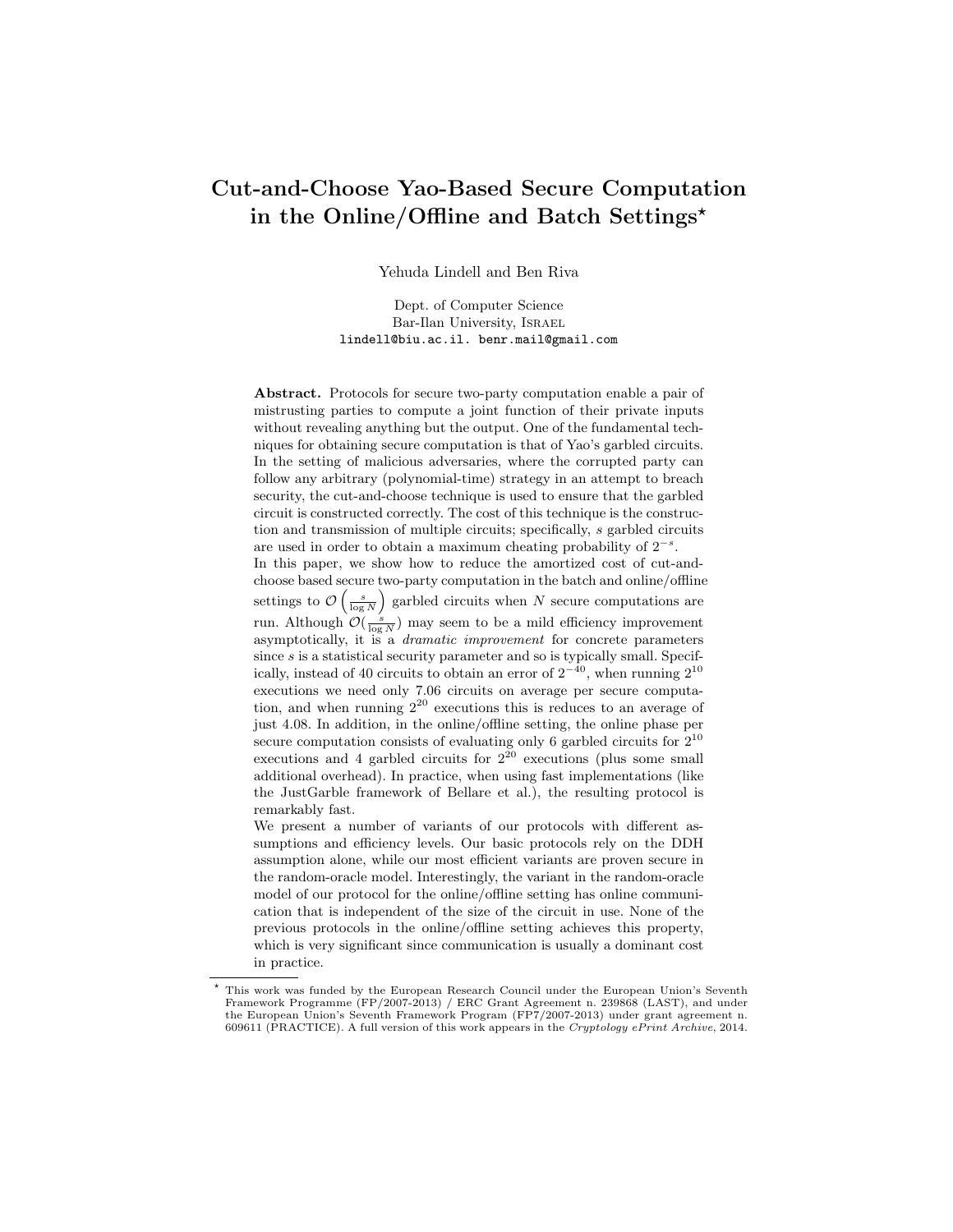# Cut-and-Choose Yao-Based Secure Computation in the Online/Offline and Batch Settings*

Yehuda Lindell and Ben Riva

Dept. of Computer Science
Bar-Ilan University, Israel
lindell@biu.ac.il. benr.mail@gmail.com

**Abstract.** Protocols for secure two-party computation enable a pair of mistrusting parties to compute a joint function of their private inputs without revealing anything but the output. One of the fundamental techniques for obtaining secure computation is that of Yao's garbled circuits. In the setting of malicious adversaries, where the corrupted party can follow any arbitrary (polynomial-time) strategy in an attempt to breach security, the cut-and-choose technique is used to ensure that the garbled circuit is constructed correctly. The cost of this technique is the construction and transmission of multiple circuits; specifically, $s$ garbled circuits are used in order to obtain a maximum cheating probability of $2^{-s}$.

In this paper, we show how to reduce the amortized cost of cut-and-choose based secure two-party computation in the batch and online/offline settings to $\mathcal{O}\left(\frac{s}{\log N}\right)$ garbled circuits when $N$ secure computations are run. Although $\mathcal{O}(\frac{s}{\log N})$ may seem to be a mild efficiency improvement asymptotically, it is a *dramatic improvement* for concrete parameters since $s$ is a statistical security parameter and so is typically small. Specifically, instead of 40 circuits to obtain an error of $2^{-40}$, when running $2^{10}$ executions we need only 7.06 circuits on average per secure computation, and when running $2^{20}$ executions this is reduces to an average of just 4.08. In addition, in the online/offline setting, the online phase per secure computation consists of evaluating only 6 garbled circuits for $2^{10}$ executions and 4 garbled circuits for $2^{20}$ executions (plus some small additional overhead). In practice, when using fast implementations (like the JustGarble framework of Bellare et al.), the resulting protocol is remarkably fast.

We present a number of variants of our protocols with different assumptions and efficiency levels. Our basic protocols rely on the DDH assumption alone, while our most efficient variants are proven secure in the random-oracle model. Interestingly, the variant in the random-oracle model of our protocol for the online/offline setting has online communication that is independent of the size of the circuit in use. None of the previous protocols in the online/offline setting achieves this property, which is very significant since communication is usually a dominant cost in practice.

* This work was funded by the European Research Council under the European Union's Seventh Framework Programme (FP/2007-2013) / ERC Grant Agreement n. 239868 (LAST), and under the European Union's Seventh Framework Program (FP7/2007-2013) under grant agreement n. 609611 (PRACTICE). A full version of this work appears in the *Cryptology ePrint Archive*, 2014.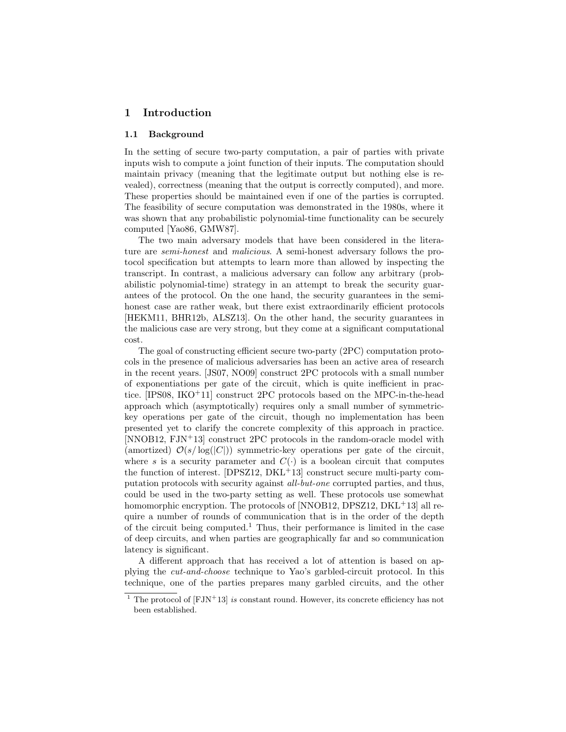# 1 Introduction

## 1.1 Background

In the setting of secure two-party computation, a pair of parties with private inputs wish to compute a joint function of their inputs. The computation should maintain privacy (meaning that the legitimate output but nothing else is revealed), correctness (meaning that the output is correctly computed), and more. These properties should be maintained even if one of the parties is corrupted. The feasibility of secure computation was demonstrated in the 1980s, where it was shown that any probabilistic polynomial-time functionality can be securely computed [Yao86, GMW87].

The two main adversary models that have been considered in the literature are *semi-honest* and *malicious*. A semi-honest adversary follows the protocol specification but attempts to learn more than allowed by inspecting the transcript. In contrast, a malicious adversary can follow any arbitrary (probabilistic polynomial-time) strategy in an attempt to break the security guarantees of the protocol. On the one hand, the security guarantees in the semi-honest case are rather weak, but there exist extraordinarily efficient protocols [HEKM11, BHR12b, ALSZ13]. On the other hand, the security guarantees in the malicious case are very strong, but they come at a significant computational cost.

The goal of constructing efficient secure two-party (2PC) computation protocols in the presence of malicious adversaries has been an active area of research in the recent years. [JS07, NO09] construct 2PC protocols with a small number of exponentiations per gate of the circuit, which is quite inefficient in practice. [IPS08, IKO+11] construct 2PC protocols based on the MPC-in-the-head approach which (asymptotically) requires only a small number of symmetric-key operations per gate of the circuit, though no implementation has been presented yet to clarify the concrete complexity of this approach in practice. [NNOB12, FJN+13] construct 2PC protocols in the random-oracle model with (amortized) $\mathcal{O}(s/\log(|C|))$ symmetric-key operations per gate of the circuit, where $s$ is a security parameter and $C(\cdot)$ is a boolean circuit that computes the function of interest. [DPSZ12, DKL+13] construct secure multi-party computation protocols with security against *all-but-one* corrupted parties, and thus, could be used in the two-party setting as well. These protocols use somewhat homomorphic encryption. The protocols of [NNOB12, DPSZ12, DKL+13] all require a number of rounds of communication that is in the order of the depth of the circuit being computed.[1] Thus, their performance is limited in the case of deep circuits, and when parties are geographically far and so communication latency is significant.

A different approach that has received a lot of attention is based on applying the *cut-and-choose* technique to Yao's garbled-circuit protocol. In this technique, one of the parties prepares many garbled circuits, and the other

[1] The protocol of [FJN+13] *is* constant round. However, its concrete efficiency has not been established.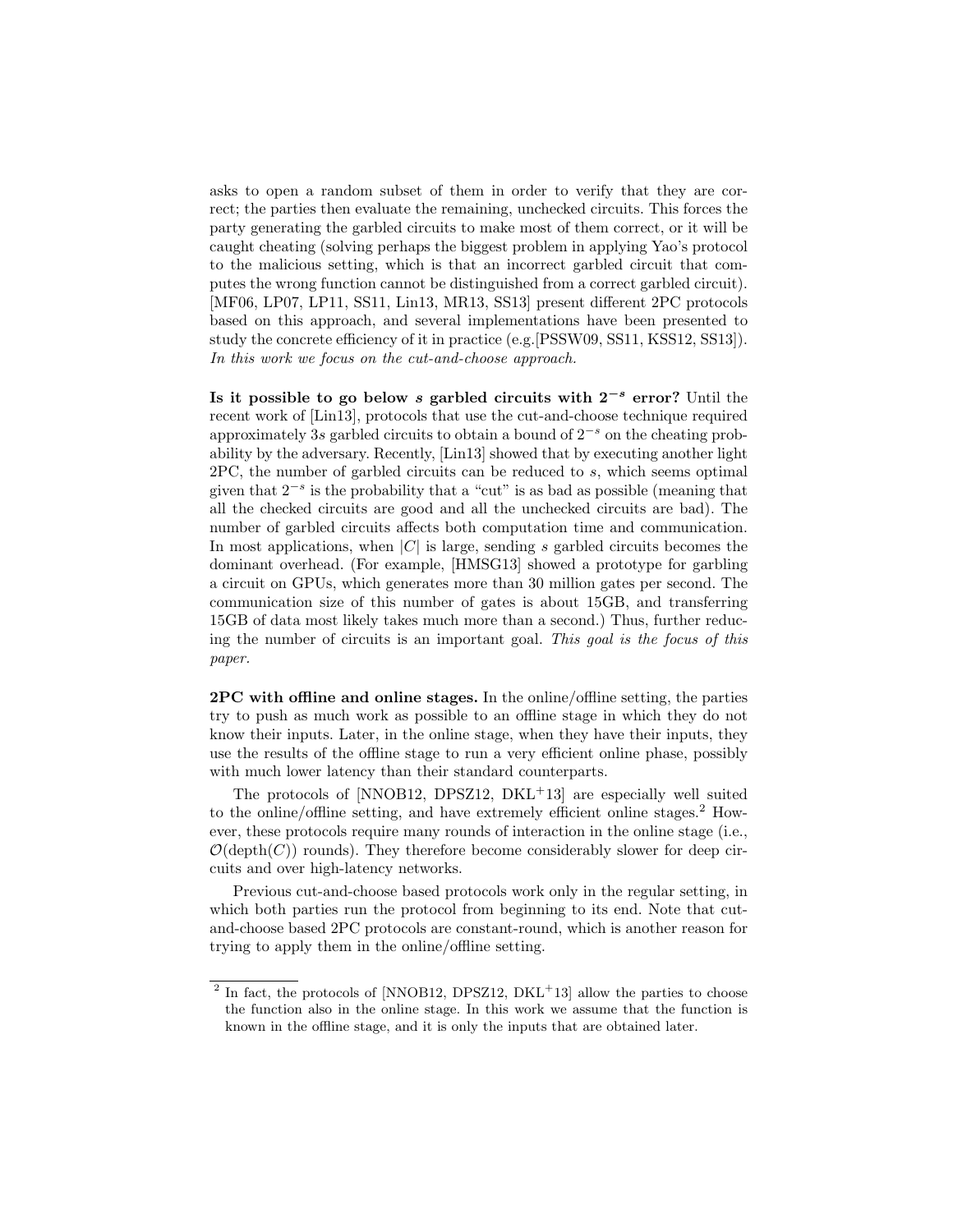asks to open a random subset of them in order to verify that they are correct; the parties then evaluate the remaining, unchecked circuits. This forces the party generating the garbled circuits to make most of them correct, or it will be caught cheating (solving perhaps the biggest problem in applying Yao's protocol to the malicious setting, which is that an incorrect garbled circuit that computes the wrong function cannot be distinguished from a correct garbled circuit). [MF06, LP07, LP11, SS11, Lin13, MR13, SS13] present different 2PC protocols based on this approach, and several implementations have been presented to study the concrete efficiency of it in practice (e.g.[PSSW09, SS11, KSS12, SS13]). *In this work we focus on the cut-and-choose approach.*

**Is it possible to go below $s$ garbled circuits with $2^{-s}$ error?** Until the recent work of [Lin13], protocols that use the cut-and-choose technique required approximately $3s$ garbled circuits to obtain a bound of $2^{-s}$ on the cheating probability by the adversary. Recently, [Lin13] showed that by executing another light 2PC, the number of garbled circuits can be reduced to $s$, which seems optimal given that $2^{-s}$ is the probability that a "cut" is as bad as possible (meaning that all the checked circuits are good and all the unchecked circuits are bad). The number of garbled circuits affects both computation time and communication. In most applications, when $|C|$ is large, sending $s$ garbled circuits becomes the dominant overhead. (For example, [HMSG13] showed a prototype for garbling a circuit on GPUs, which generates more than 30 million gates per second. The communication size of this number of gates is about 15GB, and transferring 15GB of data most likely takes much more than a second.) Thus, further reducing the number of circuits is an important goal. *This goal is the focus of this paper.*

**2PC with offline and online stages.** In the online/offline setting, the parties try to push as much work as possible to an offline stage in which they do not know their inputs. Later, in the online stage, when they have their inputs, they use the results of the offline stage to run a very efficient online phase, possibly with much lower latency than their standard counterparts.

The protocols of [NNOB12, DPSZ12, DKL+13] are especially well suited to the online/offline setting, and have extremely efficient online stages.[2] However, these protocols require many rounds of interaction in the online stage (i.e., $\mathcal{O}(\text{depth}(C))$ rounds). They therefore become considerably slower for deep circuits and over high-latency networks.

Previous cut-and-choose based protocols work only in the regular setting, in which both parties run the protocol from beginning to its end. Note that cut-and-choose based 2PC protocols are constant-round, which is another reason for trying to apply them in the online/offline setting.

[2] In fact, the protocols of [NNOB12, DPSZ12, DKL+13] allow the parties to choose the function also in the online stage. In this work we assume that the function is known in the offline stage, and it is only the inputs that are obtained later.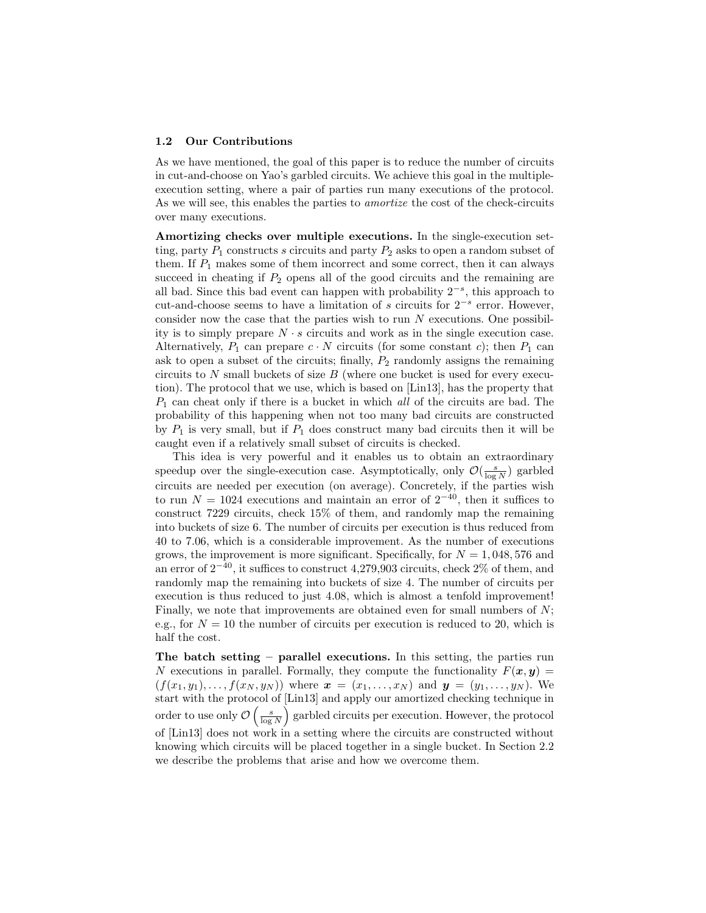### 1.2 Our Contributions

As we have mentioned, the goal of this paper is to reduce the number of circuits in cut-and-choose on Yao's garbled circuits. We achieve this goal in the multiple-execution setting, where a pair of parties run many executions of the protocol. As we will see, this enables the parties to *amortize* the cost of the check-circuits over many executions.

**Amortizing checks over multiple executions.** In the single-execution setting, party $P_1$ constructs $s$ circuits and party $P_2$ asks to open a random subset of them. If $P_1$ makes some of them incorrect and some correct, then it can always succeed in cheating if $P_2$ opens all of the good circuits and the remaining are all bad. Since this bad event can happen with probability $2^{-s}$, this approach to cut-and-choose seems to have a limitation of $s$ circuits for $2^{-s}$ error. However, consider now the case that the parties wish to run $N$ executions. One possibility is to simply prepare $N \cdot s$ circuits and work as in the single execution case. Alternatively, $P_1$ can prepare $c \cdot N$ circuits (for some constant $c$); then $P_1$ can ask to open a subset of the circuits; finally, $P_2$ randomly assigns the remaining circuits to $N$ small buckets of size $B$ (where one bucket is used for every execution). The protocol that we use, which is based on [Lin13], has the property that $P_1$ can cheat only if there is a bucket in which *all* of the circuits are bad. The probability of this happening when not too many bad circuits are constructed by $P_1$ is very small, but if $P_1$ does construct many bad circuits then it will be caught even if a relatively small subset of circuits is checked.

This idea is very powerful and it enables us to obtain an extraordinary speedup over the single-execution case. Asymptotically, only $\mathcal{O}(\frac{s}{\log N})$ garbled circuits are needed per execution (on average). Concretely, if the parties wish to run $N = 1024$ executions and maintain an error of $2^{-40}$, then it suffices to construct 7229 circuits, check 15% of them, and randomly map the remaining into buckets of size 6. The number of circuits per execution is thus reduced from 40 to 7.06, which is a considerable improvement. As the number of executions grows, the improvement is more significant. Specifically, for $N = 1,048,576$ and an error of $2^{-40}$, it suffices to construct 4,279,903 circuits, check 2% of them, and randomly map the remaining into buckets of size 4. The number of circuits per execution is thus reduced to just 4.08, which is almost a tenfold improvement! Finally, we note that improvements are obtained even for small numbers of $N$; e.g., for $N = 10$ the number of circuits per execution is reduced to 20, which is half the cost.

**The batch setting – parallel executions.** In this setting, the parties run $N$ executions in parallel. Formally, they compute the functionality $F(\boldsymbol{x}, \boldsymbol{y}) = (f(x_1, y_1), \ldots, f(x_N, y_N))$ where $\boldsymbol{x} = (x_1, \ldots, x_N)$ and $\boldsymbol{y} = (y_1, \ldots, y_N)$. We start with the protocol of [Lin13] and apply our amortized checking technique in order to use only $\mathcal{O}\left(\frac{s}{\log N}\right)$ garbled circuits per execution. However, the protocol of [Lin13] does not work in a setting where the circuits are constructed without knowing which circuits will be placed together in a single bucket. In Section 2.2 we describe the problems that arise and how we overcome them.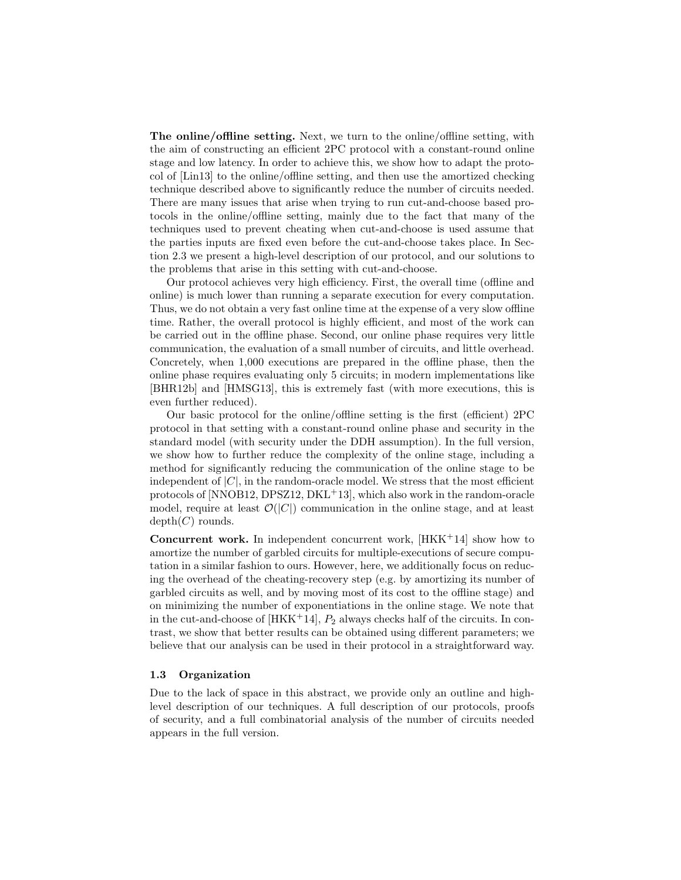**The online/offline setting.** Next, we turn to the online/offline setting, with the aim of constructing an efficient 2PC protocol with a constant-round online stage and low latency. In order to achieve this, we show how to adapt the protocol of [Lin13] to the online/offline setting, and then use the amortized checking technique described above to significantly reduce the number of circuits needed. There are many issues that arise when trying to run cut-and-choose based protocols in the online/offline setting, mainly due to the fact that many of the techniques used to prevent cheating when cut-and-choose is used assume that the parties inputs are fixed even before the cut-and-choose takes place. In Section 2.3 we present a high-level description of our protocol, and our solutions to the problems that arise in this setting with cut-and-choose.

Our protocol achieves very high efficiency. First, the overall time (offline and online) is much lower than running a separate execution for every computation. Thus, we do not obtain a very fast online time at the expense of a very slow offline time. Rather, the overall protocol is highly efficient, and most of the work can be carried out in the offline phase. Second, our online phase requires very little communication, the evaluation of a small number of circuits, and little overhead. Concretely, when 1,000 executions are prepared in the offline phase, then the online phase requires evaluating only 5 circuits; in modern implementations like [BHR12b] and [HMSG13], this is extremely fast (with more executions, this is even further reduced).

Our basic protocol for the online/offline setting is the first (efficient) 2PC protocol in that setting with a constant-round online phase and security in the standard model (with security under the DDH assumption). In the full version, we show how to further reduce the complexity of the online stage, including a method for significantly reducing the communication of the online stage to be independent of $|C|$, in the random-oracle model. We stress that the most efficient protocols of [NNOB12, DPSZ12, DKL+13], which also work in the random-oracle model, require at least $\mathcal{O}(|C|)$ communication in the online stage, and at least $\mathrm{depth}(C)$ rounds.

**Concurrent work.** In independent concurrent work, [HKK+14] show how to amortize the number of garbled circuits for multiple-executions of secure computation in a similar fashion to ours. However, here, we additionally focus on reducing the overhead of the cheating-recovery step (e.g. by amortizing its number of garbled circuits as well, and by moving most of its cost to the offline stage) and on minimizing the number of exponentiations in the online stage. We note that in the cut-and-choose of [HKK+14], $P_2$ always checks half of the circuits. In contrast, we show that better results can be obtained using different parameters; we believe that our analysis can be used in their protocol in a straightforward way.

### 1.3 Organization

Due to the lack of space in this abstract, we provide only an outline and high-level description of our techniques. A full description of our protocols, proofs of security, and a full combinatorial analysis of the number of circuits needed appears in the full version.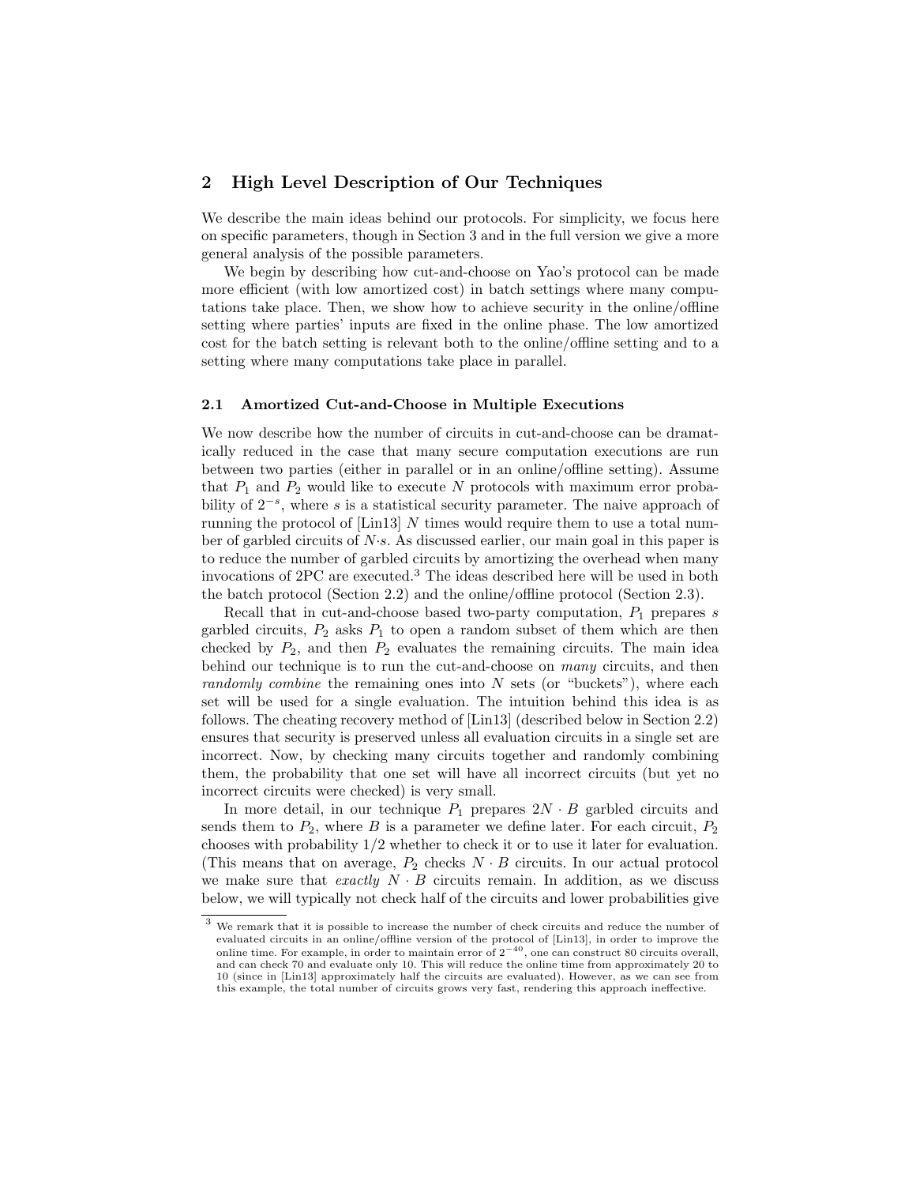## 2 High Level Description of Our Techniques

We describe the main ideas behind our protocols. For simplicity, we focus here on specific parameters, though in Section 3 and in the full version we give a more general analysis of the possible parameters.

We begin by describing how cut-and-choose on Yao's protocol can be made more efficient (with low amortized cost) in batch settings where many computations take place. Then, we show how to achieve security in the online/offline setting where parties' inputs are fixed in the online phase. The low amortized cost for the batch setting is relevant both to the online/offline setting and to a setting where many computations take place in parallel.

### 2.1 Amortized Cut-and-Choose in Multiple Executions

We now describe how the number of circuits in cut-and-choose can be dramatically reduced in the case that many secure computation executions are run between two parties (either in parallel or in an online/offline setting). Assume that $P_1$ and $P_2$ would like to execute $N$ protocols with maximum error probability of $2^{-s}$, where $s$ is a statistical security parameter. The naive approach of running the protocol of [Lin13] $N$ times would require them to use a total number of garbled circuits of $N{\cdot}s$. As discussed earlier, our main goal in this paper is to reduce the number of garbled circuits by amortizing the overhead when many invocations of 2PC are executed.[3] The ideas described here will be used in both the batch protocol (Section 2.2) and the online/offline protocol (Section 2.3).

Recall that in cut-and-choose based two-party computation, $P_1$ prepares $s$ garbled circuits, $P_2$ asks $P_1$ to open a random subset of them which are then checked by $P_2$, and then $P_2$ evaluates the remaining circuits. The main idea behind our technique is to run the cut-and-choose on *many* circuits, and then *randomly combine* the remaining ones into $N$ sets (or "buckets"), where each set will be used for a single evaluation. The intuition behind this idea is as follows. The cheating recovery method of [Lin13] (described below in Section 2.2) ensures that security is preserved unless all evaluation circuits in a single set are incorrect. Now, by checking many circuits together and randomly combining them, the probability that one set will have all incorrect circuits (but yet no incorrect circuits were checked) is very small.

In more detail, in our technique $P_1$ prepares $2N \cdot B$ garbled circuits and sends them to $P_2$, where $B$ is a parameter we define later. For each circuit, $P_2$ chooses with probability $1/2$ whether to check it or to use it later for evaluation. (This means that on average, $P_2$ checks $N \cdot B$ circuits. In our actual protocol we make sure that *exactly* $N \cdot B$ circuits remain. In addition, as we discuss below, we will typically not check half of the circuits and lower probabilities give

---

[3] We remark that it is possible to increase the number of check circuits and reduce the number of evaluated circuits in an online/offline version of the protocol of [Lin13], in order to improve the online time. For example, in order to maintain error of $2^{-40}$, one can construct 80 circuits overall, and can check 70 and evaluate only 10. This will reduce the online time from approximately 20 to 10 (since in [Lin13] approximately half the circuits are evaluated). However, as we can see from this example, the total number of circuits grows very fast, rendering this approach ineffective.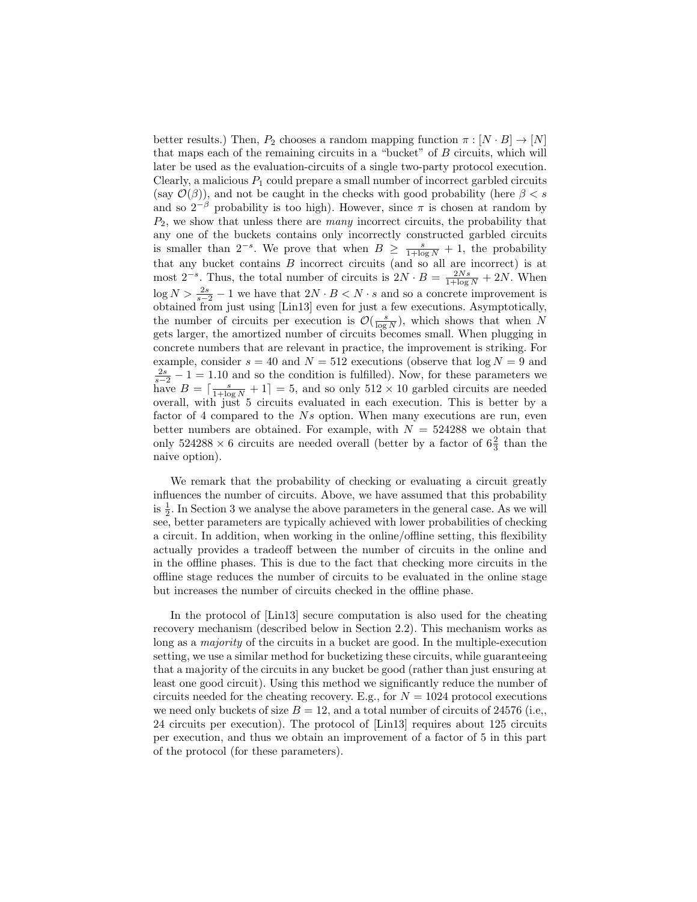better results.) Then, $P_2$ chooses a random mapping function $\pi : [N \cdot B] \to [N]$ that maps each of the remaining circuits in a "bucket" of $B$ circuits, which will later be used as the evaluation-circuits of a single two-party protocol execution. Clearly, a malicious $P_1$ could prepare a small number of incorrect garbled circuits (say $\mathcal{O}(\beta)$), and not be caught in the checks with good probability (here $\beta < s$ and so $2^{-\beta}$ probability is too high). However, since $\pi$ is chosen at random by $P_2$, we show that unless there are *many* incorrect circuits, the probability that any one of the buckets contains only incorrectly constructed garbled circuits is smaller than $2^{-s}$. We prove that when $B \geq \frac{s}{1+\log N} + 1$, the probability that any bucket contains $B$ incorrect circuits (and so all are incorrect) is at most $2^{-s}$. Thus, the total number of circuits is $2N \cdot B = \frac{2Ns}{1+\log N} + 2N$. When $\log N > \frac{2s}{s-2} - 1$ we have that $2N \cdot B < N \cdot s$ and so a concrete improvement is obtained from just using [Lin13] even for just a few executions. Asymptotically, the number of circuits per execution is $\mathcal{O}(\frac{s}{\log N})$, which shows that when $N$ gets larger, the amortized number of circuits becomes small. When plugging in concrete numbers that are relevant in practice, the improvement is striking. For example, consider $s = 40$ and $N = 512$ executions (observe that $\log N = 9$ and $\frac{2s}{s-2} - 1 = 1.10$ and so the condition is fulfilled). Now, for these parameters we have $B = \lceil \frac{s}{1+\log N} + 1 \rceil = 5$, and so only $512 \times 10$ garbled circuits are needed overall, with just 5 circuits evaluated in each execution. This is better by a factor of 4 compared to the $Ns$ option. When many executions are run, even better numbers are obtained. For example, with $N = 524288$ we obtain that only $524288 \times 6$ circuits are needed overall (better by a factor of $6\frac{2}{3}$ than the naive option).

We remark that the probability of checking or evaluating a circuit greatly influences the number of circuits. Above, we have assumed that this probability is $\frac{1}{2}$. In Section 3 we analyse the above parameters in the general case. As we will see, better parameters are typically achieved with lower probabilities of checking a circuit. In addition, when working in the online/offline setting, this flexibility actually provides a tradeoff between the number of circuits in the online and in the offline phases. This is due to the fact that checking more circuits in the offline stage reduces the number of circuits to be evaluated in the online stage but increases the number of circuits checked in the offline phase.

In the protocol of [Lin13] secure computation is also used for the cheating recovery mechanism (described below in Section 2.2). This mechanism works as long as a *majority* of the circuits in a bucket are good. In the multiple-execution setting, we use a similar method for bucketizing these circuits, while guaranteeing that a majority of the circuits in any bucket be good (rather than just ensuring at least one good circuit). Using this method we significantly reduce the number of circuits needed for the cheating recovery. E.g., for $N = 1024$ protocol executions we need only buckets of size $B = 12$, and a total number of circuits of 24576 (i.e,, 24 circuits per execution). The protocol of [Lin13] requires about 125 circuits per execution, and thus we obtain an improvement of a factor of 5 in this part of the protocol (for these parameters).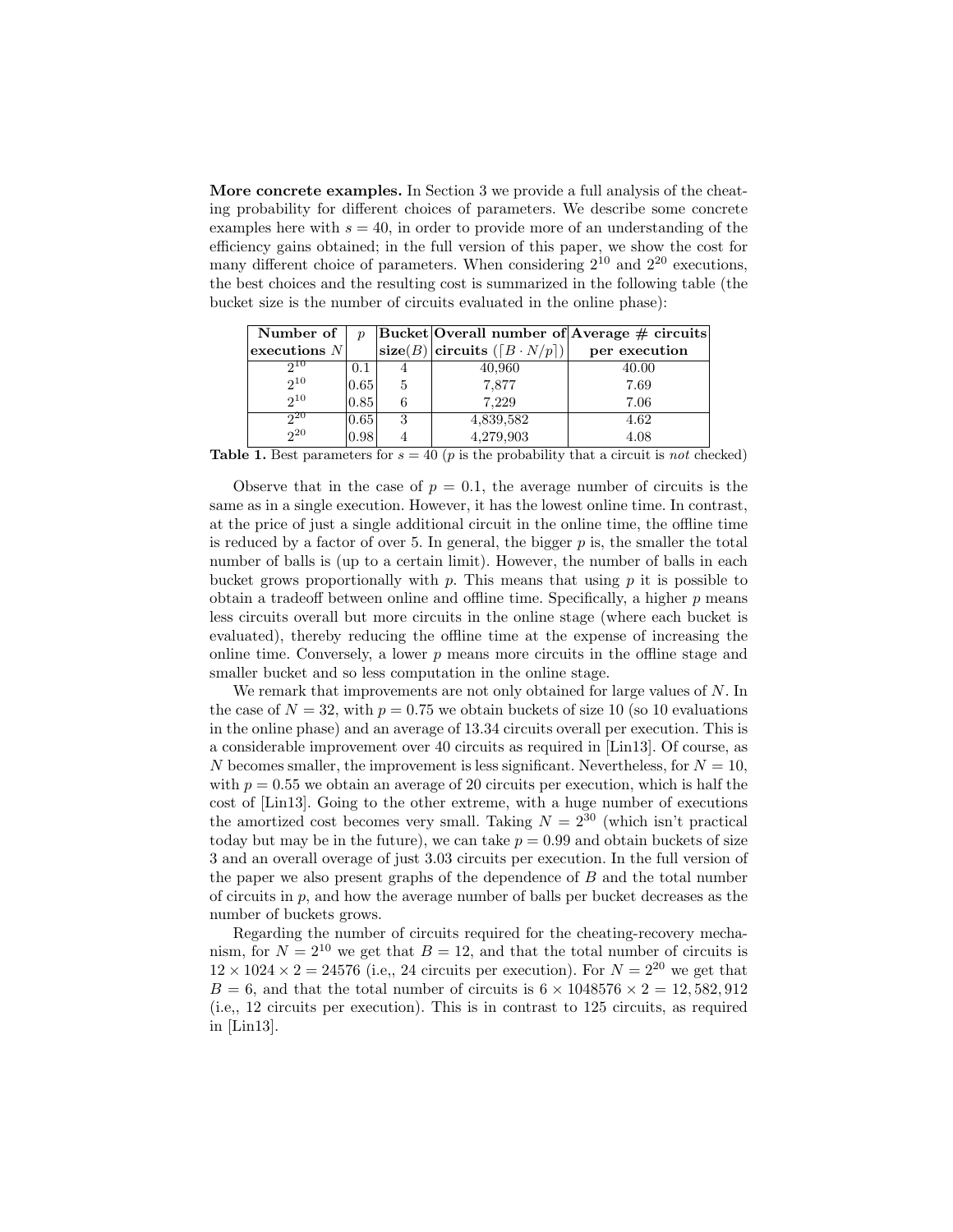**More concrete examples.** In Section 3 we provide a full analysis of the cheating probability for different choices of parameters. We describe some concrete examples here with $s = 40$, in order to provide more of an understanding of the efficiency gains obtained; in the full version of this paper, we show the cost for many different choice of parameters. When considering $2^{10}$ and $2^{20}$ executions, the best choices and the resulting cost is summarized in the following table (the bucket size is the number of circuits evaluated in the online phase):

| **Number of executions** $N$ | $p$ | **Bucket size**($B$) | **Overall number of circuits** ($\lceil B \cdot N/p \rceil$) | **Average # circuits per execution** |
|---|---|---|---|---|
| $2^{10}$ | 0.1 | 4 | 40,960 | 40.00 |
| $2^{10}$ | 0.65 | 5 | 7,877 | 7.69 |
| $2^{10}$ | 0.85 | 6 | 7,229 | 7.06 |
| $2^{20}$ | 0.65 | 3 | 4,839,582 | 4.62 |
| $2^{20}$ | 0.98 | 4 | 4,279,903 | 4.08 |

**Table 1.** Best parameters for $s = 40$ ($p$ is the probability that a circuit is *not* checked)

Observe that in the case of $p = 0.1$, the average number of circuits is the same as in a single execution. However, it has the lowest online time. In contrast, at the price of just a single additional circuit in the online time, the offline time is reduced by a factor of over 5. In general, the bigger $p$ is, the smaller the total number of balls is (up to a certain limit). However, the number of balls in each bucket grows proportionally with $p$. This means that using $p$ it is possible to obtain a tradeoff between online and offline time. Specifically, a higher $p$ means less circuits overall but more circuits in the online stage (where each bucket is evaluated), thereby reducing the offline time at the expense of increasing the online time. Conversely, a lower $p$ means more circuits in the offline stage and smaller bucket and so less computation in the online stage.

We remark that improvements are not only obtained for large values of $N$. In the case of $N = 32$, with $p = 0.75$ we obtain buckets of size 10 (so 10 evaluations in the online phase) and an average of 13.34 circuits overall per execution. This is a considerable improvement over 40 circuits as required in [Lin13]. Of course, as $N$ becomes smaller, the improvement is less significant. Nevertheless, for $N = 10$, with $p = 0.55$ we obtain an average of 20 circuits per execution, which is half the cost of [Lin13]. Going to the other extreme, with a huge number of executions the amortized cost becomes very small. Taking $N = 2^{30}$ (which isn't practical today but may be in the future), we can take $p = 0.99$ and obtain buckets of size 3 and an overall overage of just 3.03 circuits per execution. In the full version of the paper we also present graphs of the dependence of $B$ and the total number of circuits in $p$, and how the average number of balls per bucket decreases as the number of buckets grows.

Regarding the number of circuits required for the cheating-recovery mechanism, for $N = 2^{10}$ we get that $B = 12$, and that the total number of circuits is $12 \times 1024 \times 2 = 24576$ (i.e,, 24 circuits per execution). For $N = 2^{20}$ we get that $B = 6$, and that the total number of circuits is $6 \times 1048576 \times 2 = 12,582,912$ (i.e,, 12 circuits per execution). This is in contrast to 125 circuits, as required in [Lin13].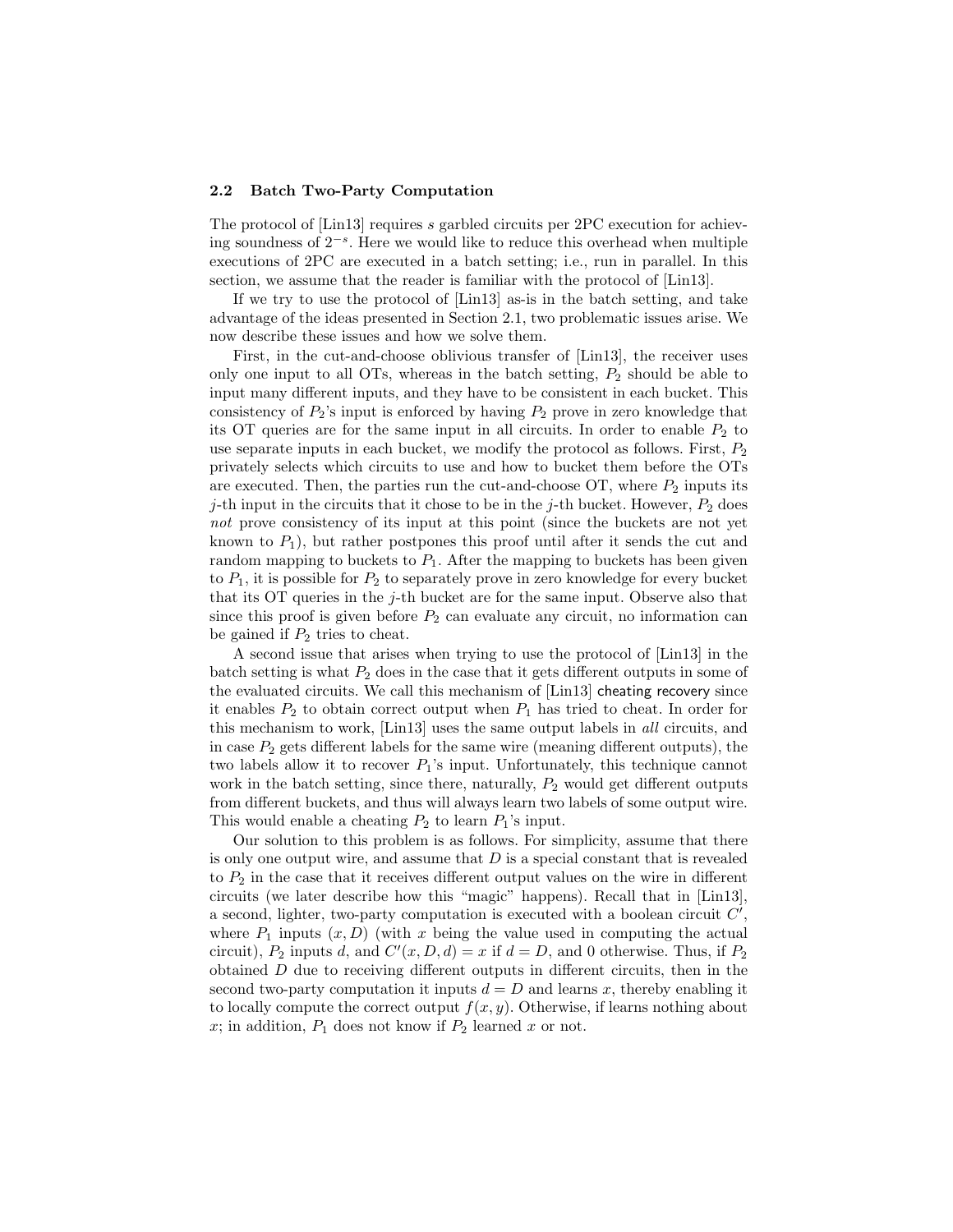### 2.2 Batch Two-Party Computation

The protocol of [Lin13] requires $s$ garbled circuits per 2PC execution for achieving soundness of $2^{-s}$. Here we would like to reduce this overhead when multiple executions of 2PC are executed in a batch setting; i.e., run in parallel. In this section, we assume that the reader is familiar with the protocol of [Lin13].

If we try to use the protocol of [Lin13] as-is in the batch setting, and take advantage of the ideas presented in Section 2.1, two problematic issues arise. We now describe these issues and how we solve them.

First, in the cut-and-choose oblivious transfer of [Lin13], the receiver uses only one input to all OTs, whereas in the batch setting, $P_2$ should be able to input many different inputs, and they have to be consistent in each bucket. This consistency of $P_2$'s input is enforced by having $P_2$ prove in zero knowledge that its OT queries are for the same input in all circuits. In order to enable $P_2$ to use separate inputs in each bucket, we modify the protocol as follows. First, $P_2$ privately selects which circuits to use and how to bucket them before the OTs are executed. Then, the parties run the cut-and-choose OT, where $P_2$ inputs its $j$-th input in the circuits that it chose to be in the $j$-th bucket. However, $P_2$ does *not* prove consistency of its input at this point (since the buckets are not yet known to $P_1$), but rather postpones this proof until after it sends the cut and random mapping to buckets to $P_1$. After the mapping to buckets has been given to $P_1$, it is possible for $P_2$ to separately prove in zero knowledge for every bucket that its OT queries in the $j$-th bucket are for the same input. Observe also that since this proof is given before $P_2$ can evaluate any circuit, no information can be gained if $P_2$ tries to cheat.

A second issue that arises when trying to use the protocol of [Lin13] in the batch setting is what $P_2$ does in the case that it gets different outputs in some of the evaluated circuits. We call this mechanism of [Lin13] cheating recovery since it enables $P_2$ to obtain correct output when $P_1$ has tried to cheat. In order for this mechanism to work, [Lin13] uses the same output labels in *all* circuits, and in case $P_2$ gets different labels for the same wire (meaning different outputs), the two labels allow it to recover $P_1$'s input. Unfortunately, this technique cannot work in the batch setting, since there, naturally, $P_2$ would get different outputs from different buckets, and thus will always learn two labels of some output wire. This would enable a cheating $P_2$ to learn $P_1$'s input.

Our solution to this problem is as follows. For simplicity, assume that there is only one output wire, and assume that $D$ is a special constant that is revealed to $P_2$ in the case that it receives different output values on the wire in different circuits (we later describe how this "magic" happens). Recall that in [Lin13], a second, lighter, two-party computation is executed with a boolean circuit $C'$, where $P_1$ inputs $(x, D)$ (with $x$ being the value used in computing the actual circuit), $P_2$ inputs $d$, and $C'(x, D, d) = x$ if $d = D$, and 0 otherwise. Thus, if $P_2$ obtained $D$ due to receiving different outputs in different circuits, then in the second two-party computation it inputs $d = D$ and learns $x$, thereby enabling it to locally compute the correct output $f(x, y)$. Otherwise, if learns nothing about $x$; in addition, $P_1$ does not know if $P_2$ learned $x$ or not.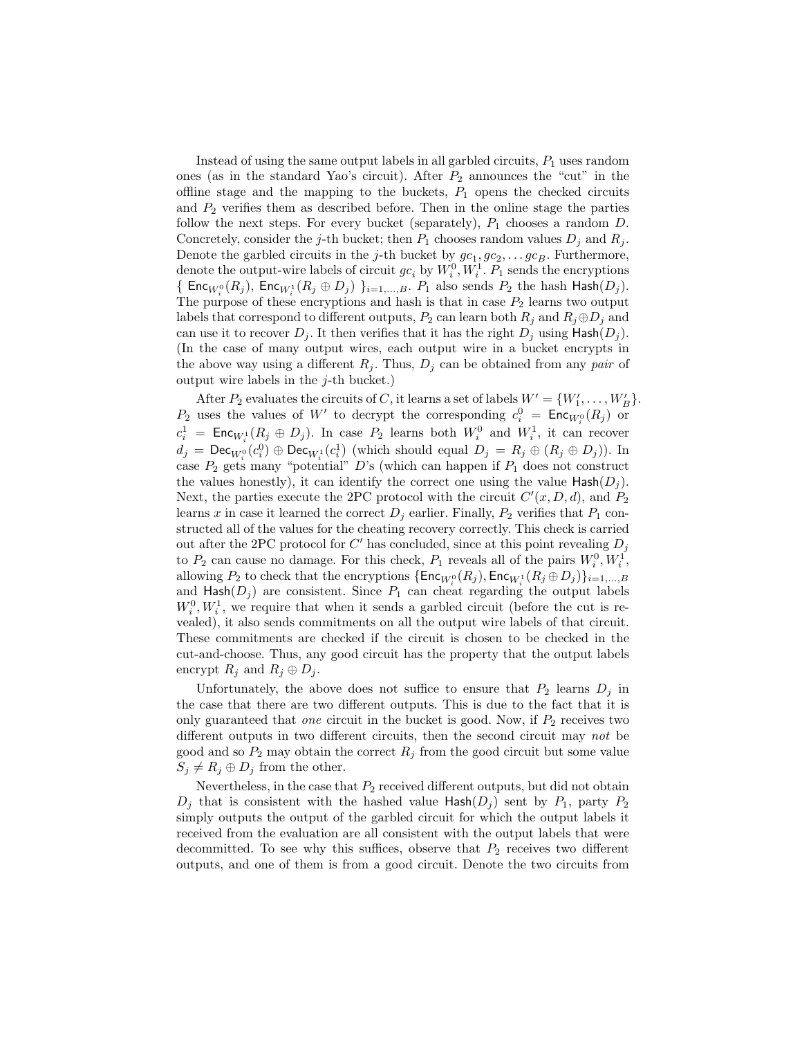Instead of using the same output labels in all garbled circuits, $P_1$ uses random ones (as in the standard Yao's circuit). After $P_2$ announces the "cut" in the offline stage and the mapping to the buckets, $P_1$ opens the checked circuits and $P_2$ verifies them as described before. Then in the online stage the parties follow the next steps. For every bucket (separately), $P_1$ chooses a random $D$. Concretely, consider the $j$-th bucket; then $P_1$ chooses random values $D_j$ and $R_j$. Denote the garbled circuits in the $j$-th bucket by $gc_1, gc_2, \ldots gc_B$. Furthermore, denote the output-wire labels of circuit $gc_i$ by $W_i^0, W_i^1$. $P_1$ sends the encryptions $\{ \ \mathsf{Enc}_{W_i^0}(R_j),\ \mathsf{Enc}_{W_i^1}(R_j \oplus D_j) \ \}_{i=1,\ldots,B}$. $P_1$ also sends $P_2$ the hash $\mathsf{Hash}(D_j)$. The purpose of these encryptions and hash is that in case $P_2$ learns two output labels that correspond to different outputs, $P_2$ can learn both $R_j$ and $R_j \oplus D_j$ and can use it to recover $D_j$. It then verifies that it has the right $D_j$ using $\mathsf{Hash}(D_j)$. (In the case of many output wires, each output wire in a bucket encrypts in the above way using a different $R_j$. Thus, $D_j$ can be obtained from any *pair* of output wire labels in the $j$-th bucket.)

After $P_2$ evaluates the circuits of $C$, it learns a set of labels $W' = \{W'_1, \ldots, W'_B\}$. $P_2$ uses the values of $W'$ to decrypt the corresponding $c_i^0 = \mathsf{Enc}_{W_i^0}(R_j)$ or $c_i^1 = \mathsf{Enc}_{W_i^1}(R_j \oplus D_j)$. In case $P_2$ learns both $W_i^0$ and $W_i^1$, it can recover $d_j = \mathsf{Dec}_{W_i^0}(c_i^0) \oplus \mathsf{Dec}_{W_i^1}(c_i^1)$ (which should equal $D_j = R_j \oplus (R_j \oplus D_j)$). In case $P_2$ gets many "potential" $D$'s (which can happen if $P_1$ does not construct the values honestly), it can identify the correct one using the value $\mathsf{Hash}(D_j)$. Next, the parties execute the 2PC protocol with the circuit $C'(x, D, d)$, and $P_2$ learns $x$ in case it learned the correct $D_j$ earlier. Finally, $P_2$ verifies that $P_1$ constructed all of the values for the cheating recovery correctly. This check is carried out after the 2PC protocol for $C'$ has concluded, since at this point revealing $D_j$ to $P_2$ can cause no damage. For this check, $P_1$ reveals all of the pairs $W_i^0, W_i^1$, allowing $P_2$ to check that the encryptions $\{\mathsf{Enc}_{W_i^0}(R_j), \mathsf{Enc}_{W_i^1}(R_j \oplus D_j)\}_{i=1,\ldots,B}$ and $\mathsf{Hash}(D_j)$ are consistent. Since $P_1$ can cheat regarding the output labels $W_i^0, W_i^1$, we require that when it sends a garbled circuit (before the cut is revealed), it also sends commitments on all the output wire labels of that circuit. These commitments are checked if the circuit is chosen to be checked in the cut-and-choose. Thus, any good circuit has the property that the output labels encrypt $R_j$ and $R_j \oplus D_j$.

Unfortunately, the above does not suffice to ensure that $P_2$ learns $D_j$ in the case that there are two different outputs. This is due to the fact that it is only guaranteed that *one* circuit in the bucket is good. Now, if $P_2$ receives two different outputs in two different circuits, then the second circuit may *not* be good and so $P_2$ may obtain the correct $R_j$ from the good circuit but some value $S_j \neq R_j \oplus D_j$ from the other.

Nevertheless, in the case that $P_2$ received different outputs, but did not obtain $D_j$ that is consistent with the hashed value $\mathsf{Hash}(D_j)$ sent by $P_1$, party $P_2$ simply outputs the output of the garbled circuit for which the output labels it received from the evaluation are all consistent with the output labels that were decommitted. To see why this suffices, observe that $P_2$ receives two different outputs, and one of them is from a good circuit. Denote the two circuits from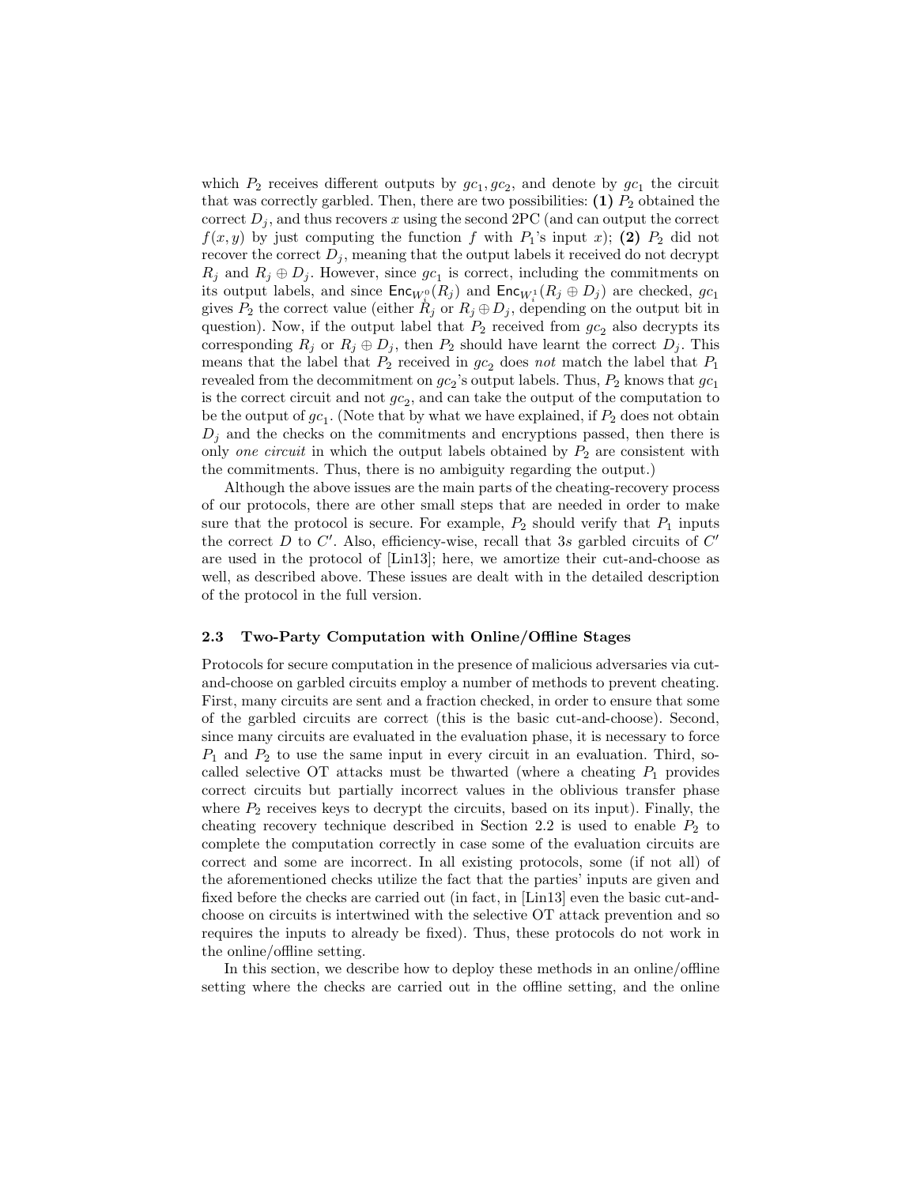which $P_2$ receives different outputs by $gc_1, gc_2$, and denote by $gc_1$ the circuit that was correctly garbled. Then, there are two possibilities: **(1)** $P_2$ obtained the correct $D_j$, and thus recovers $x$ using the second 2PC (and can output the correct $f(x, y)$ by just computing the function $f$ with $P_1$'s input $x$); **(2)** $P_2$ did not recover the correct $D_j$, meaning that the output labels it received do not decrypt $R_j$ and $R_j \oplus D_j$. However, since $gc_1$ is correct, including the commitments on its output labels, and since $\mathsf{Enc}_{W_i^0}(R_j)$ and $\mathsf{Enc}_{W_i^1}(R_j \oplus D_j)$ are checked, $gc_1$ gives $P_2$ the correct value (either $R_j$ or $R_j \oplus D_j$, depending on the output bit in question). Now, if the output label that $P_2$ received from $gc_2$ also decrypts its corresponding $R_j$ or $R_j \oplus D_j$, then $P_2$ should have learnt the correct $D_j$. This means that the label that $P_2$ received in $gc_2$ does *not* match the label that $P_1$ revealed from the decommitment on $gc_2$'s output labels. Thus, $P_2$ knows that $gc_1$ is the correct circuit and not $gc_2$, and can take the output of the computation to be the output of $gc_1$. (Note that by what we have explained, if $P_2$ does not obtain $D_j$ and the checks on the commitments and encryptions passed, then there is only *one circuit* in which the output labels obtained by $P_2$ are consistent with the commitments. Thus, there is no ambiguity regarding the output.)

Although the above issues are the main parts of the cheating-recovery process of our protocols, there are other small steps that are needed in order to make sure that the protocol is secure. For example, $P_2$ should verify that $P_1$ inputs the correct $D$ to $C'$. Also, efficiency-wise, recall that $3s$ garbled circuits of $C'$ are used in the protocol of [Lin13]; here, we amortize their cut-and-choose as well, as described above. These issues are dealt with in the detailed description of the protocol in the full version.

### 2.3 Two-Party Computation with Online/Offline Stages

Protocols for secure computation in the presence of malicious adversaries via cut-and-choose on garbled circuits employ a number of methods to prevent cheating. First, many circuits are sent and a fraction checked, in order to ensure that some of the garbled circuits are correct (this is the basic cut-and-choose). Second, since many circuits are evaluated in the evaluation phase, it is necessary to force $P_1$ and $P_2$ to use the same input in every circuit in an evaluation. Third, so-called selective OT attacks must be thwarted (where a cheating $P_1$ provides correct circuits but partially incorrect values in the oblivious transfer phase where $P_2$ receives keys to decrypt the circuits, based on its input). Finally, the cheating recovery technique described in Section 2.2 is used to enable $P_2$ to complete the computation correctly in case some of the evaluation circuits are correct and some are incorrect. In all existing protocols, some (if not all) of the aforementioned checks utilize the fact that the parties' inputs are given and fixed before the checks are carried out (in fact, in [Lin13] even the basic cut-and-choose on circuits is intertwined with the selective OT attack prevention and so requires the inputs to already be fixed). Thus, these protocols do not work in the online/offline setting.

In this section, we describe how to deploy these methods in an online/offline setting where the checks are carried out in the offline setting, and the online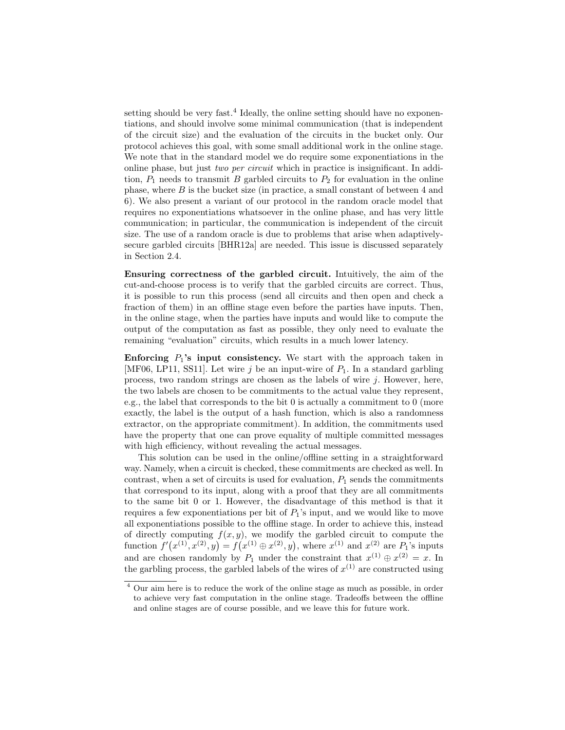setting should be very fast.[4] Ideally, the online setting should have no exponentiations, and should involve some minimal communication (that is independent of the circuit size) and the evaluation of the circuits in the bucket only. Our protocol achieves this goal, with some small additional work in the online stage. We note that in the standard model we do require some exponentiations in the online phase, but just *two per circuit* which in practice is insignificant. In addition, $P_1$ needs to transmit $B$ garbled circuits to $P_2$ for evaluation in the online phase, where $B$ is the bucket size (in practice, a small constant of between 4 and 6). We also present a variant of our protocol in the random oracle model that requires no exponentiations whatsoever in the online phase, and has very little communication; in particular, the communication is independent of the circuit size. The use of a random oracle is due to problems that arise when adaptively-secure garbled circuits [BHR12a] are needed. This issue is discussed separately in Section 2.4.

**Ensuring correctness of the garbled circuit.** Intuitively, the aim of the cut-and-choose process is to verify that the garbled circuits are correct. Thus, it is possible to run this process (send all circuits and then open and check a fraction of them) in an offline stage even before the parties have inputs. Then, in the online stage, when the parties have inputs and would like to compute the output of the computation as fast as possible, they only need to evaluate the remaining "evaluation" circuits, which results in a much lower latency.

**Enforcing $P_1$'s input consistency.** We start with the approach taken in [MF06, LP11, SS11]. Let wire $j$ be an input-wire of $P_1$. In a standard garbling process, two random strings are chosen as the labels of wire $j$. However, here, the two labels are chosen to be commitments to the actual value they represent, e.g., the label that corresponds to the bit 0 is actually a commitment to 0 (more exactly, the label is the output of a hash function, which is also a randomness extractor, on the appropriate commitment). In addition, the commitments used have the property that one can prove equality of multiple committed messages with high efficiency, without revealing the actual messages.

This solution can be used in the online/offline setting in a straightforward way. Namely, when a circuit is checked, these commitments are checked as well. In contrast, when a set of circuits is used for evaluation, $P_1$ sends the commitments that correspond to its input, along with a proof that they are all commitments to the same bit 0 or 1. However, the disadvantage of this method is that it requires a few exponentiations per bit of $P_1$'s input, and we would like to move all exponentiations possible to the offline stage. In order to achieve this, instead of directly computing $f(x, y)$, we modify the garbled circuit to compute the function $f'(x^{(1)}, x^{(2)}, y) = f(x^{(1)} \oplus x^{(2)}, y)$, where $x^{(1)}$ and $x^{(2)}$ are $P_1$'s inputs and are chosen randomly by $P_1$ under the constraint that $x^{(1)} \oplus x^{(2)} = x$. In the garbling process, the garbled labels of the wires of $x^{(1)}$ are constructed using

[4] Our aim here is to reduce the work of the online stage as much as possible, in order to achieve very fast computation in the online stage. Tradeoffs between the offline and online stages are of course possible, and we leave this for future work.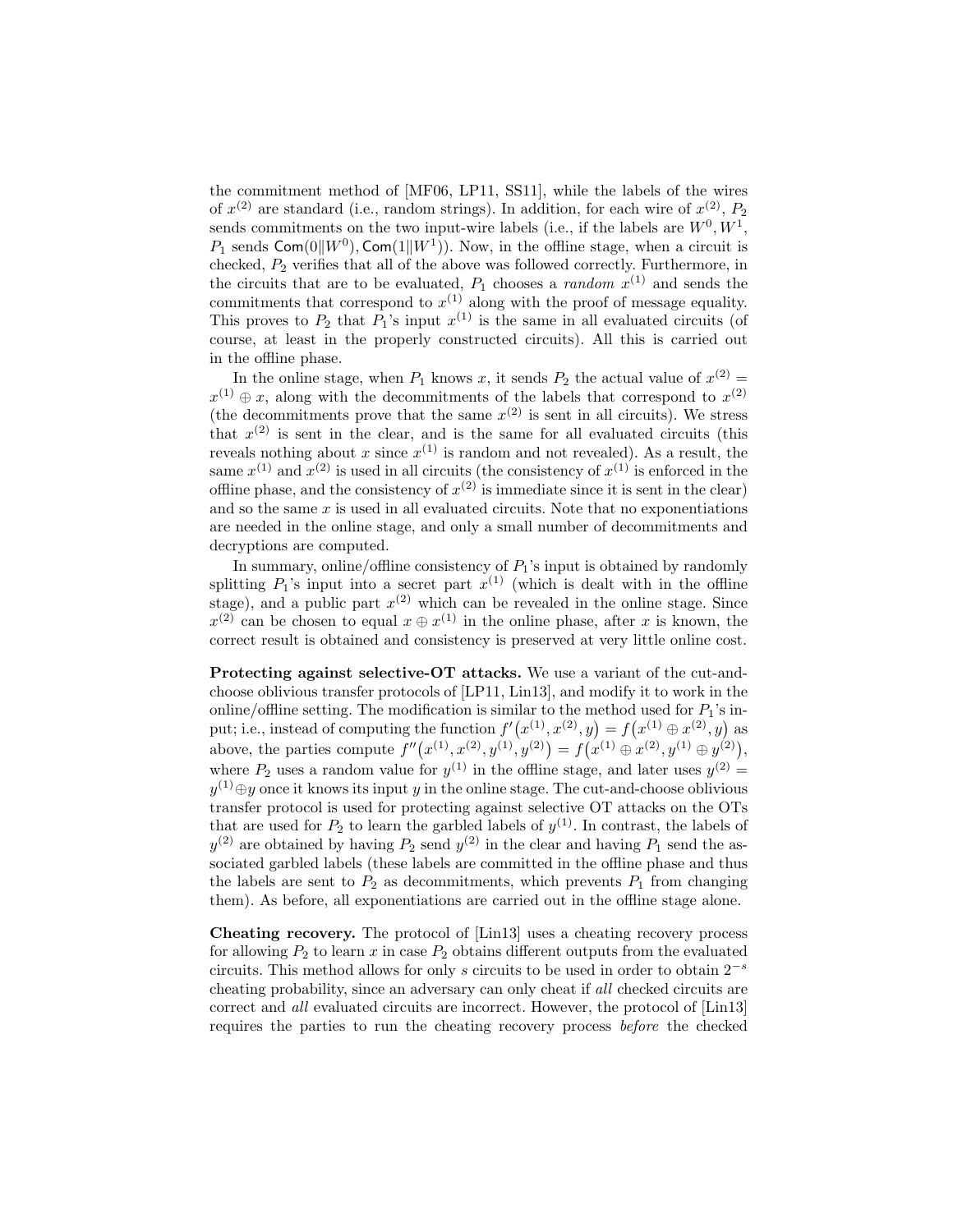the commitment method of [MF06, LP11, SS11], while the labels of the wires of $x^{(2)}$ are standard (i.e., random strings). In addition, for each wire of $x^{(2)}$, $P_2$ sends commitments on the two input-wire labels (i.e., if the labels are $W^0, W^1$, $P_1$ sends $\mathsf{Com}(0\|W^0), \mathsf{Com}(1\|W^1)$). Now, in the offline stage, when a circuit is checked, $P_2$ verifies that all of the above was followed correctly. Furthermore, in the circuits that are to be evaluated, $P_1$ chooses a *random* $x^{(1)}$ and sends the commitments that correspond to $x^{(1)}$ along with the proof of message equality. This proves to $P_2$ that $P_1$'s input $x^{(1)}$ is the same in all evaluated circuits (of course, at least in the properly constructed circuits). All this is carried out in the offline phase.

In the online stage, when $P_1$ knows $x$, it sends $P_2$ the actual value of $x^{(2)} = x^{(1)} \oplus x$, along with the decommitments of the labels that correspond to $x^{(2)}$ (the decommitments prove that the same $x^{(2)}$ is sent in all circuits). We stress that $x^{(2)}$ is sent in the clear, and is the same for all evaluated circuits (this reveals nothing about $x$ since $x^{(1)}$ is random and not revealed). As a result, the same $x^{(1)}$ and $x^{(2)}$ is used in all circuits (the consistency of $x^{(1)}$ is enforced in the offline phase, and the consistency of $x^{(2)}$ is immediate since it is sent in the clear) and so the same $x$ is used in all evaluated circuits. Note that no exponentiations are needed in the online stage, and only a small number of decommitments and decryptions are computed.

In summary, online/offline consistency of $P_1$'s input is obtained by randomly splitting $P_1$'s input into a secret part $x^{(1)}$ (which is dealt with in the offline stage), and a public part $x^{(2)}$ which can be revealed in the online stage. Since $x^{(2)}$ can be chosen to equal $x \oplus x^{(1)}$ in the online phase, after $x$ is known, the correct result is obtained and consistency is preserved at very little online cost.

**Protecting against selective-OT attacks.** We use a variant of the cut-and-choose oblivious transfer protocols of [LP11, Lin13], and modify it to work in the online/offline setting. The modification is similar to the method used for $P_1$'s input; i.e., instead of computing the function $f'\big(x^{(1)}, x^{(2)}, y\big) = f\big(x^{(1)} \oplus x^{(2)}, y\big)$ as above, the parties compute $f''\big(x^{(1)}, x^{(2)}, y^{(1)}, y^{(2)}\big) = f\big(x^{(1)} \oplus x^{(2)}, y^{(1)} \oplus y^{(2)}\big)$, where $P_2$ uses a random value for $y^{(1)}$ in the offline stage, and later uses $y^{(2)} = y^{(1)} \oplus y$ once it knows its input $y$ in the online stage. The cut-and-choose oblivious transfer protocol is used for protecting against selective OT attacks on the OTs that are used for $P_2$ to learn the garbled labels of $y^{(1)}$. In contrast, the labels of $y^{(2)}$ are obtained by having $P_2$ send $y^{(2)}$ in the clear and having $P_1$ send the associated garbled labels (these labels are committed in the offline phase and thus the labels are sent to $P_2$ as decommitments, which prevents $P_1$ from changing them). As before, all exponentiations are carried out in the offline stage alone.

**Cheating recovery.** The protocol of [Lin13] uses a cheating recovery process for allowing $P_2$ to learn $x$ in case $P_2$ obtains different outputs from the evaluated circuits. This method allows for only $s$ circuits to be used in order to obtain $2^{-s}$ cheating probability, since an adversary can only cheat if *all* checked circuits are correct and *all* evaluated circuits are incorrect. However, the protocol of [Lin13] requires the parties to run the cheating recovery process *before* the checked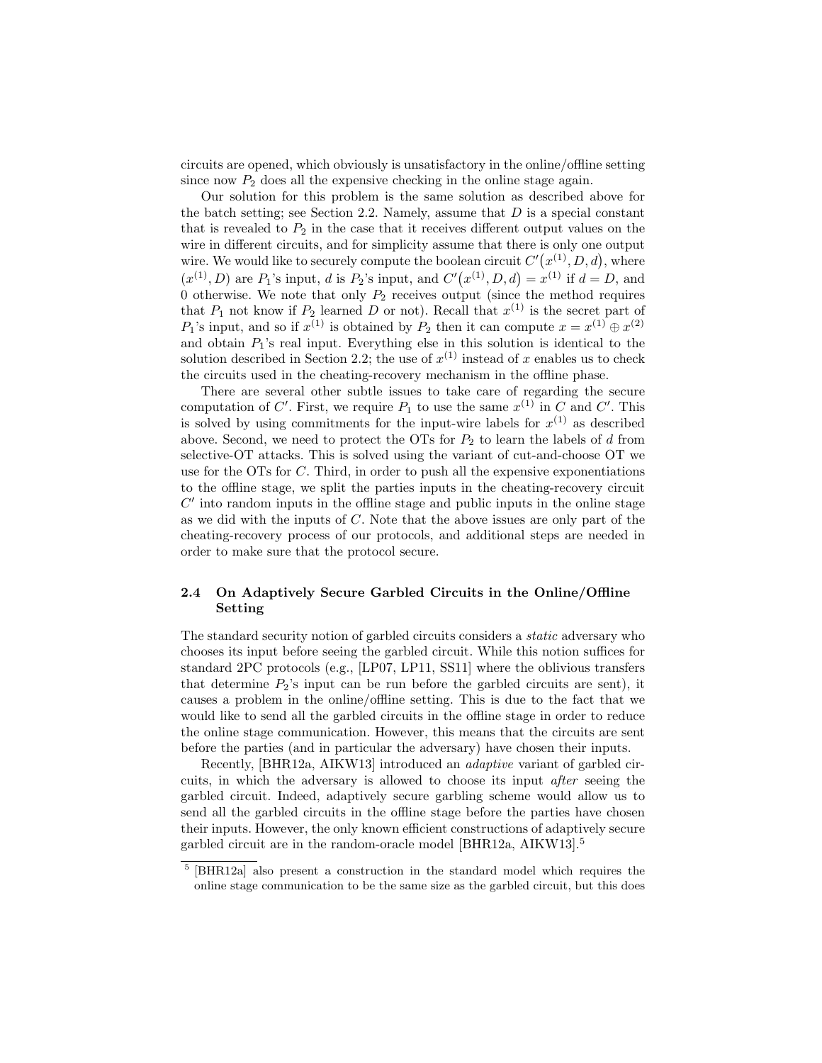circuits are opened, which obviously is unsatisfactory in the online/offline setting since now $P_2$ does all the expensive checking in the online stage again.

Our solution for this problem is the same solution as described above for the batch setting; see Section 2.2. Namely, assume that $D$ is a special constant that is revealed to $P_2$ in the case that it receives different output values on the wire in different circuits, and for simplicity assume that there is only one output wire. We would like to securely compute the boolean circuit $C'\big(x^{(1)}, D, d\big)$, where $(x^{(1)}, D)$ are $P_1$'s input, $d$ is $P_2$'s input, and $C'\big(x^{(1)}, D, d\big) = x^{(1)}$ if $d = D$, and 0 otherwise. We note that only $P_2$ receives output (since the method requires that $P_1$ not know if $P_2$ learned $D$ or not). Recall that $x^{(1)}$ is the secret part of $P_1$'s input, and so if $x^{(1)}$ is obtained by $P_2$ then it can compute $x = x^{(1)} \oplus x^{(2)}$ and obtain $P_1$'s real input. Everything else in this solution is identical to the solution described in Section 2.2; the use of $x^{(1)}$ instead of $x$ enables us to check the circuits used in the cheating-recovery mechanism in the offline phase.

There are several other subtle issues to take care of regarding the secure computation of $C'$. First, we require $P_1$ to use the same $x^{(1)}$ in $C$ and $C'$. This is solved by using commitments for the input-wire labels for $x^{(1)}$ as described above. Second, we need to protect the OTs for $P_2$ to learn the labels of $d$ from selective-OT attacks. This is solved using the variant of cut-and-choose OT we use for the OTs for $C$. Third, in order to push all the expensive exponentiations to the offline stage, we split the parties inputs in the cheating-recovery circuit $C'$ into random inputs in the offline stage and public inputs in the online stage as we did with the inputs of $C$. Note that the above issues are only part of the cheating-recovery process of our protocols, and additional steps are needed in order to make sure that the protocol secure.

### 2.4 On Adaptively Secure Garbled Circuits in the Online/Offline Setting

The standard security notion of garbled circuits considers a *static* adversary who chooses its input before seeing the garbled circuit. While this notion suffices for standard 2PC protocols (e.g., [LP07, LP11, SS11] where the oblivious transfers that determine $P_2$'s input can be run before the garbled circuits are sent), it causes a problem in the online/offline setting. This is due to the fact that we would like to send all the garbled circuits in the offline stage in order to reduce the online stage communication. However, this means that the circuits are sent before the parties (and in particular the adversary) have chosen their inputs.

Recently, [BHR12a, AIKW13] introduced an *adaptive* variant of garbled circuits, in which the adversary is allowed to choose its input *after* seeing the garbled circuit. Indeed, adaptively secure garbling scheme would allow us to send all the garbled circuits in the offline stage before the parties have chosen their inputs. However, the only known efficient constructions of adaptively secure garbled circuit are in the random-oracle model [BHR12a, AIKW13].[5]

[5] [BHR12a] also present a construction in the standard model which requires the online stage communication to be the same size as the garbled circuit, but this does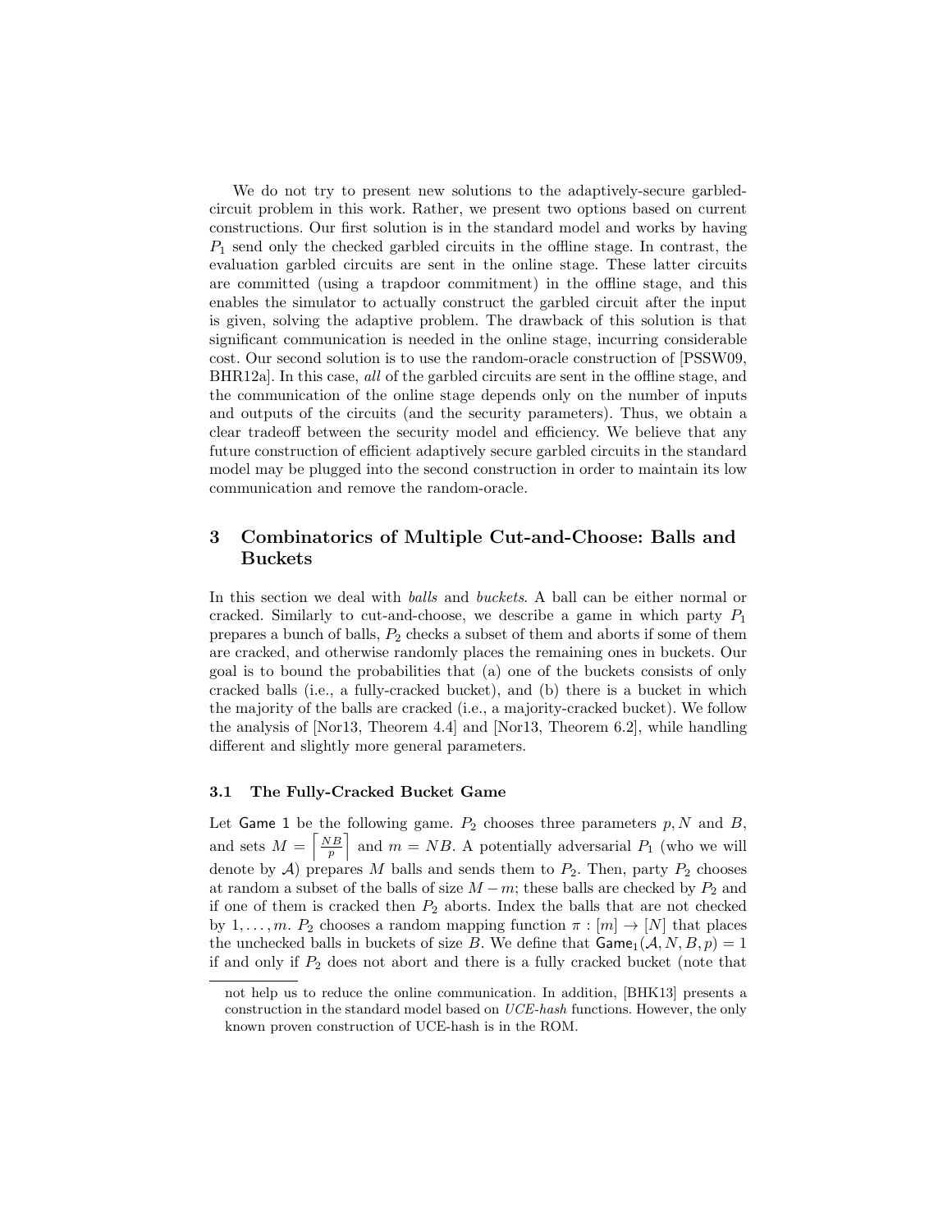We do not try to present new solutions to the adaptively-secure garbled-circuit problem in this work. Rather, we present two options based on current constructions. Our first solution is in the standard model and works by having $P_1$ send only the checked garbled circuits in the offline stage. In contrast, the evaluation garbled circuits are sent in the online stage. These latter circuits are committed (using a trapdoor commitment) in the offline stage, and this enables the simulator to actually construct the garbled circuit after the input is given, solving the adaptive problem. The drawback of this solution is that significant communication is needed in the online stage, incurring considerable cost. Our second solution is to use the random-oracle construction of [PSSW09, BHR12a]. In this case, *all* of the garbled circuits are sent in the offline stage, and the communication of the online stage depends only on the number of inputs and outputs of the circuits (and the security parameters). Thus, we obtain a clear tradeoff between the security model and efficiency. We believe that any future construction of efficient adaptively secure garbled circuits in the standard model may be plugged into the second construction in order to maintain its low communication and remove the random-oracle.

## 3 Combinatorics of Multiple Cut-and-Choose: Balls and Buckets

In this section we deal with *balls* and *buckets*. A ball can be either normal or cracked. Similarly to cut-and-choose, we describe a game in which party $P_1$ prepares a bunch of balls, $P_2$ checks a subset of them and aborts if some of them are cracked, and otherwise randomly places the remaining ones in buckets. Our goal is to bound the probabilities that (a) one of the buckets consists of only cracked balls (i.e., a fully-cracked bucket), and (b) there is a bucket in which the majority of the balls are cracked (i.e., a majority-cracked bucket). We follow the analysis of [Nor13, Theorem 4.4] and [Nor13, Theorem 6.2], while handling different and slightly more general parameters.

### 3.1 The Fully-Cracked Bucket Game

Let Game 1 be the following game. $P_2$ chooses three parameters $p, N$ and $B$, and sets $M = \left\lceil \frac{NB}{p} \right\rceil$ and $m = NB$. A potentially adversarial $P_1$ (who we will denote by $\mathcal{A}$) prepares $M$ balls and sends them to $P_2$. Then, party $P_2$ chooses at random a subset of the balls of size $M - m$; these balls are checked by $P_2$ and if one of them is cracked then $P_2$ aborts. Index the balls that are not checked by $1, \ldots, m$. $P_2$ chooses a random mapping function $\pi : [m] \to [N]$ that places the unchecked balls in buckets of size $B$. We define that $\mathsf{Game}_1(\mathcal{A}, N, B, p) = 1$ if and only if $P_2$ does not abort and there is a fully cracked bucket (note that

not help us to reduce the online communication. In addition, [BHK13] presents a construction in the standard model based on *UCE-hash* functions. However, the only known proven construction of UCE-hash is in the ROM.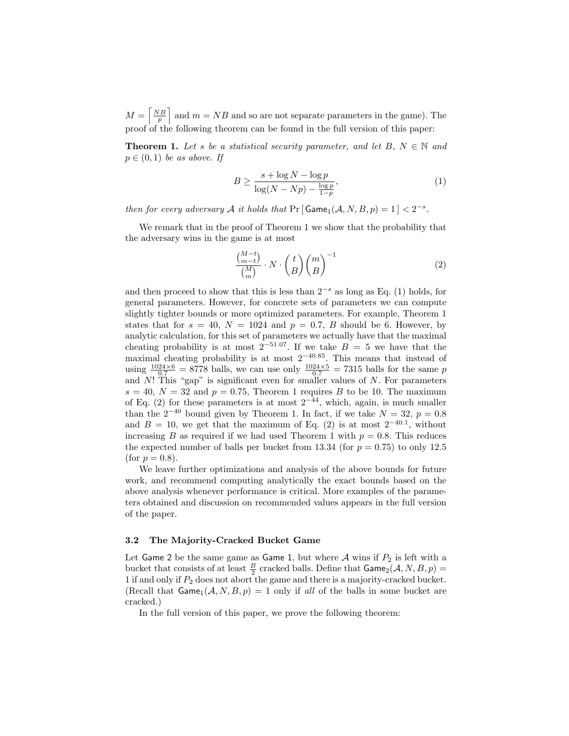$M = \left\lceil \frac{NB}{p} \right\rceil$ and $m = NB$ and so are not separate parameters in the game). The proof of the following theorem can be found in the full version of this paper:

**Theorem 1.** *Let $s$ be a statistical security parameter, and let $B$, $N \in \mathbb{N}$ and $p \in (0, 1)$ be as above. If*

$$B \geq \frac{s + \log N - \log p}{\log(N - Np) - \frac{\log p}{1-p}}, \tag{1}$$

*then for every adversary $\mathcal{A}$ it holds that* $\Pr\left[\,\mathsf{Game}_1(\mathcal{A}, N, B, p) = 1\,\right] < 2^{-s}$.

We remark that in the proof of Theorem 1 we show that the probability that the adversary wins in the game is at most

$$\frac{\binom{M-t}{m-t}}{\binom{M}{m}} \cdot N \cdot \binom{t}{B}\binom{m}{B}^{-1} \tag{2}$$

and then proceed to show that this is less than $2^{-s}$ as long as Eq. (1) holds, for general parameters. However, for concrete sets of parameters we can compute slightly tighter bounds or more optimized parameters. For example, Theorem 1 states that for $s = 40$, $N = 1024$ and $p = 0.7$, $B$ should be 6. However, by analytic calculation, for this set of parameters we actually have that the maximal cheating probability is at most $2^{-51.07}$. If we take $B = 5$ we have that the maximal cheating probability is at most $2^{-40.85}$. This means that instead of using $\frac{1024 \times 6}{0.7} = 8778$ balls, we can use only $\frac{1024 \times 5}{0.7} = 7315$ balls for the same $p$ and $N$! This "gap" is significant even for smaller values of $N$. For parameters $s = 40$, $N = 32$ and $p = 0.75$, Theorem 1 requires $B$ to be 10. The maximum of Eq. (2) for these parameters is at most $2^{-44}$, which, again, is much smaller than the $2^{-40}$ bound given by Theorem 1. In fact, if we take $N = 32$, $p = 0.8$ and $B = 10$, we get that the maximum of Eq. (2) is at most $2^{-40.1}$, without increasing $B$ as required if we had used Theorem 1 with $p = 0.8$. This reduces the expected number of balls per bucket from 13.34 (for $p = 0.75$) to only 12.5 (for $p = 0.8$).

We leave further optimizations and analysis of the above bounds for future work, and recommend computing analytically the exact bounds based on the above analysis whenever performance is critical. More examples of the parameters obtained and discussion on recommended values appears in the full version of the paper.

### 3.2 The Majority-Cracked Bucket Game

Let $\mathsf{Game\ 2}$ be the same game as $\mathsf{Game\ 1}$, but where $\mathcal{A}$ wins if $P_2$ is left with a bucket that consists of at least $\frac{B}{2}$ cracked balls. Define that $\mathsf{Game}_2(\mathcal{A}, N, B, p) = 1$ if and only if $P_2$ does not abort the game and there is a majority-cracked bucket. (Recall that $\mathsf{Game}_1(\mathcal{A}, N, B, p) = 1$ only if *all* of the balls in some bucket are cracked.)

In the full version of this paper, we prove the following theorem: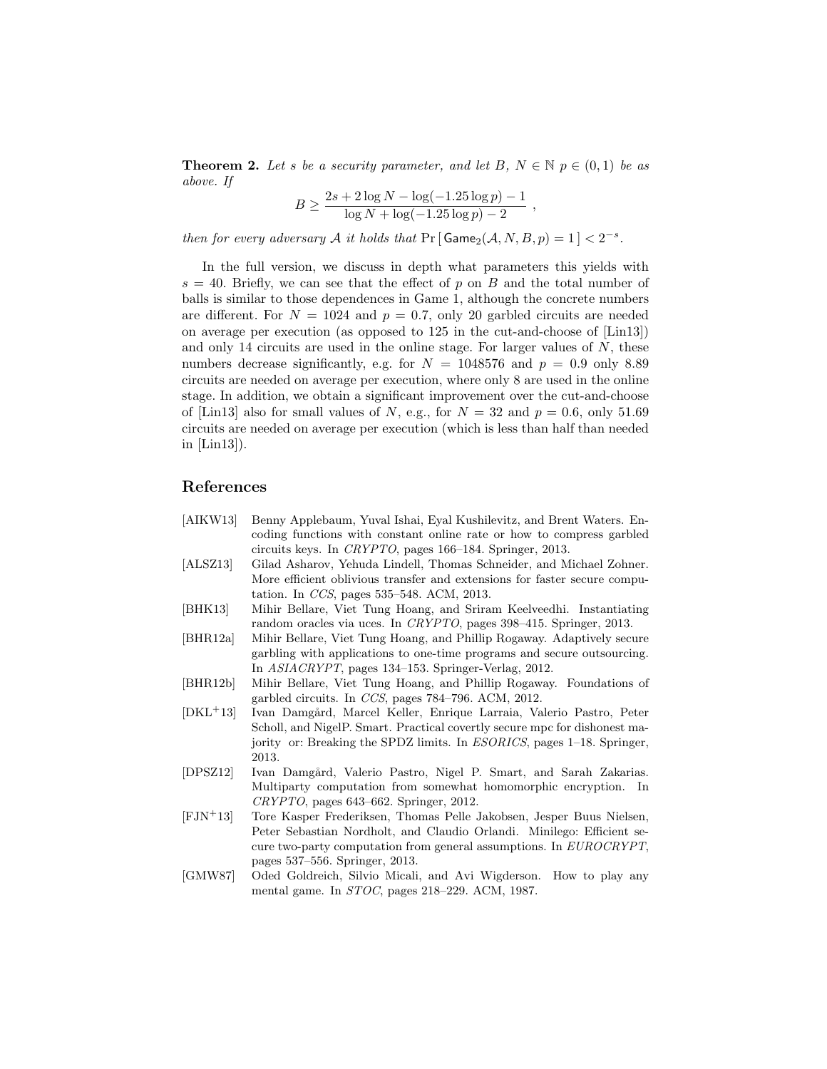**Theorem 2.** *Let $s$ be a security parameter, and let $B$, $N \in \mathbb{N}$ $p \in (0,1)$ be as above. If*

$$B \geq \frac{2s + 2\log N - \log(-1.25 \log p) - 1}{\log N + \log(-1.25 \log p) - 2} \ ,$$

*then for every adversary $\mathcal{A}$ it holds that $\Pr[\,\mathsf{Game}_2(\mathcal{A}, N, B, p) = 1\,] < 2^{-s}$.*

In the full version, we discuss in depth what parameters this yields with $s = 40$. Briefly, we can see that the effect of $p$ on $B$ and the total number of balls is similar to those dependences in Game 1, although the concrete numbers are different. For $N = 1024$ and $p = 0.7$, only 20 garbled circuits are needed on average per execution (as opposed to 125 in the cut-and-choose of [Lin13]) and only 14 circuits are used in the online stage. For larger values of $N$, these numbers decrease significantly, e.g. for $N = 1048576$ and $p = 0.9$ only 8.89 circuits are needed on average per execution, where only 8 are used in the online stage. In addition, we obtain a significant improvement over the cut-and-choose of [Lin13] also for small values of $N$, e.g., for $N = 32$ and $p = 0.6$, only 51.69 circuits are needed on average per execution (which is less than half than needed in [Lin13]).

## References

- [AIKW13] Benny Applebaum, Yuval Ishai, Eyal Kushilevitz, and Brent Waters. Encoding functions with constant online rate or how to compress garbled circuits keys. In *CRYPTO*, pages 166–184. Springer, 2013.
- [ALSZ13] Gilad Asharov, Yehuda Lindell, Thomas Schneider, and Michael Zohner. More efficient oblivious transfer and extensions for faster secure computation. In *CCS*, pages 535–548. ACM, 2013.
- [BHK13] Mihir Bellare, Viet Tung Hoang, and Sriram Keelveedhi. Instantiating random oracles via uces. In *CRYPTO*, pages 398–415. Springer, 2013.
- [BHR12a] Mihir Bellare, Viet Tung Hoang, and Phillip Rogaway. Adaptively secure garbling with applications to one-time programs and secure outsourcing. In *ASIACRYPT*, pages 134–153. Springer-Verlag, 2012.
- [BHR12b] Mihir Bellare, Viet Tung Hoang, and Phillip Rogaway. Foundations of garbled circuits. In *CCS*, pages 784–796. ACM, 2012.
- [DKL+13] Ivan Damgård, Marcel Keller, Enrique Larraia, Valerio Pastro, Peter Scholl, and NigelP. Smart. Practical covertly secure mpc for dishonest majority or: Breaking the SPDZ limits. In *ESORICS*, pages 1–18. Springer, 2013.
- [DPSZ12] Ivan Damgård, Valerio Pastro, Nigel P. Smart, and Sarah Zakarias. Multiparty computation from somewhat homomorphic encryption. In *CRYPTO*, pages 643–662. Springer, 2012.
- [FJN+13] Tore Kasper Frederiksen, Thomas Pelle Jakobsen, Jesper Buus Nielsen, Peter Sebastian Nordholt, and Claudio Orlandi. Minilego: Efficient secure two-party computation from general assumptions. In *EUROCRYPT*, pages 537–556. Springer, 2013.
- [GMW87] Oded Goldreich, Silvio Micali, and Avi Wigderson. How to play any mental game. In *STOC*, pages 218–229. ACM, 1987.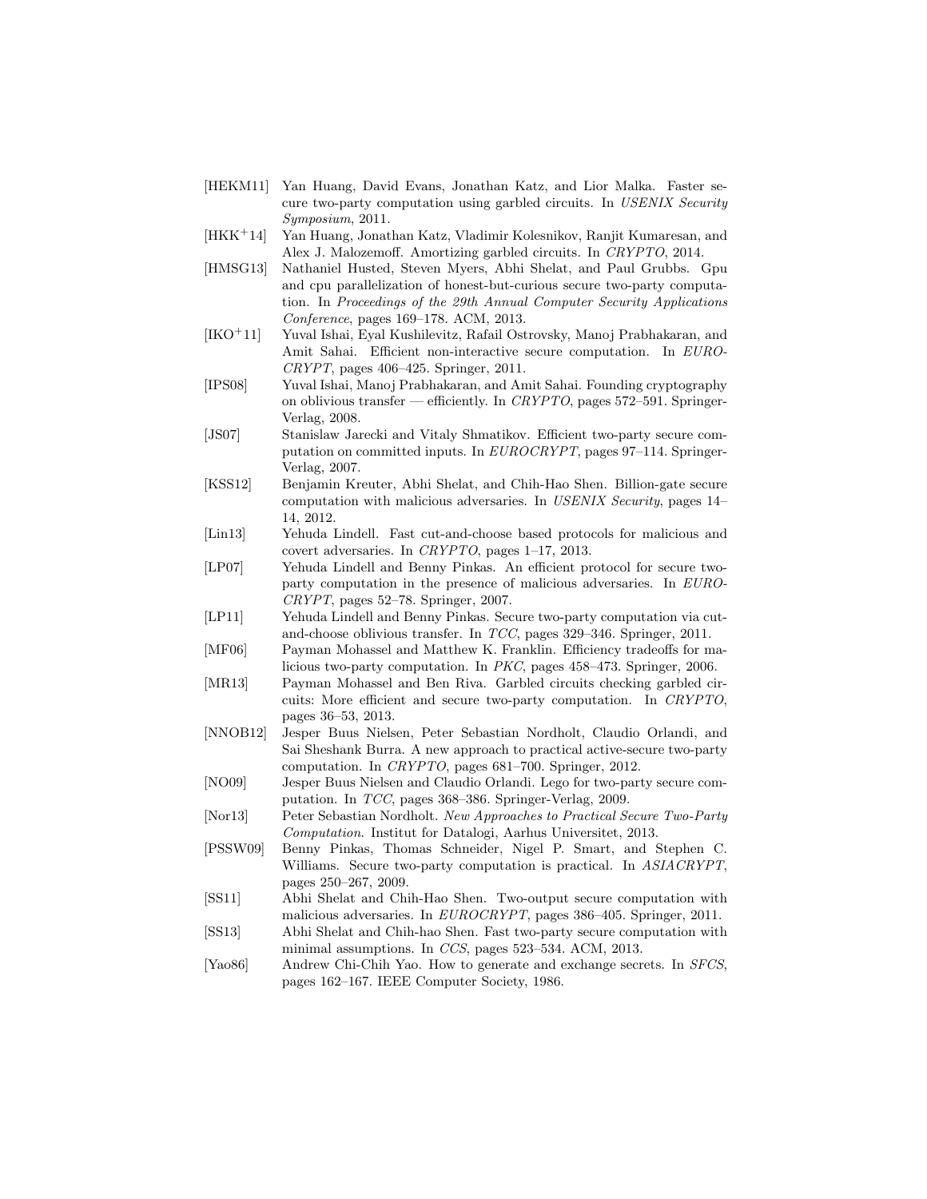[HEKM11] Yan Huang, David Evans, Jonathan Katz, and Lior Malka. Faster secure two-party computation using garbled circuits. In *USENIX Security Symposium*, 2011.

[HKK+14] Yan Huang, Jonathan Katz, Vladimir Kolesnikov, Ranjit Kumaresan, and Alex J. Malozemoff. Amortizing garbled circuits. In *CRYPTO*, 2014.

[HMSG13] Nathaniel Husted, Steven Myers, Abhi Shelat, and Paul Grubbs. Gpu and cpu parallelization of honest-but-curious secure two-party computation. In *Proceedings of the 29th Annual Computer Security Applications Conference*, pages 169–178. ACM, 2013.

[IKO+11] Yuval Ishai, Eyal Kushilevitz, Rafail Ostrovsky, Manoj Prabhakaran, and Amit Sahai. Efficient non-interactive secure computation. In *EUROCRYPT*, pages 406–425. Springer, 2011.

[IPS08] Yuval Ishai, Manoj Prabhakaran, and Amit Sahai. Founding cryptography on oblivious transfer — efficiently. In *CRYPTO*, pages 572–591. Springer-Verlag, 2008.

[JS07] Stanislaw Jarecki and Vitaly Shmatikov. Efficient two-party secure computation on committed inputs. In *EUROCRYPT*, pages 97–114. Springer-Verlag, 2007.

[KSS12] Benjamin Kreuter, Abhi Shelat, and Chih-Hao Shen. Billion-gate secure computation with malicious adversaries. In *USENIX Security*, pages 14–14, 2012.

[Lin13] Yehuda Lindell. Fast cut-and-choose based protocols for malicious and covert adversaries. In *CRYPTO*, pages 1–17, 2013.

[LP07] Yehuda Lindell and Benny Pinkas. An efficient protocol for secure two-party computation in the presence of malicious adversaries. In *EUROCRYPT*, pages 52–78. Springer, 2007.

[LP11] Yehuda Lindell and Benny Pinkas. Secure two-party computation via cut-and-choose oblivious transfer. In *TCC*, pages 329–346. Springer, 2011.

[MF06] Payman Mohassel and Matthew K. Franklin. Efficiency tradeoffs for malicious two-party computation. In *PKC*, pages 458–473. Springer, 2006.

[MR13] Payman Mohassel and Ben Riva. Garbled circuits checking garbled circuits: More efficient and secure two-party computation. In *CRYPTO*, pages 36–53, 2013.

[NNOB12] Jesper Buus Nielsen, Peter Sebastian Nordholt, Claudio Orlandi, and Sai Sheshank Burra. A new approach to practical active-secure two-party computation. In *CRYPTO*, pages 681–700. Springer, 2012.

[NO09] Jesper Buus Nielsen and Claudio Orlandi. Lego for two-party secure computation. In *TCC*, pages 368–386. Springer-Verlag, 2009.

[Nor13] Peter Sebastian Nordholt. *New Approaches to Practical Secure Two-Party Computation*. Institut for Datalogi, Aarhus Universitet, 2013.

[PSSW09] Benny Pinkas, Thomas Schneider, Nigel P. Smart, and Stephen C. Williams. Secure two-party computation is practical. In *ASIACRYPT*, pages 250–267, 2009.

[SS11] Abhi Shelat and Chih-Hao Shen. Two-output secure computation with malicious adversaries. In *EUROCRYPT*, pages 386–405. Springer, 2011.

[SS13] Abhi Shelat and Chih-hao Shen. Fast two-party secure computation with minimal assumptions. In *CCS*, pages 523–534. ACM, 2013.

[Yao86] Andrew Chi-Chih Yao. How to generate and exchange secrets. In *SFCS*, pages 162–167. IEEE Computer Society, 1986.